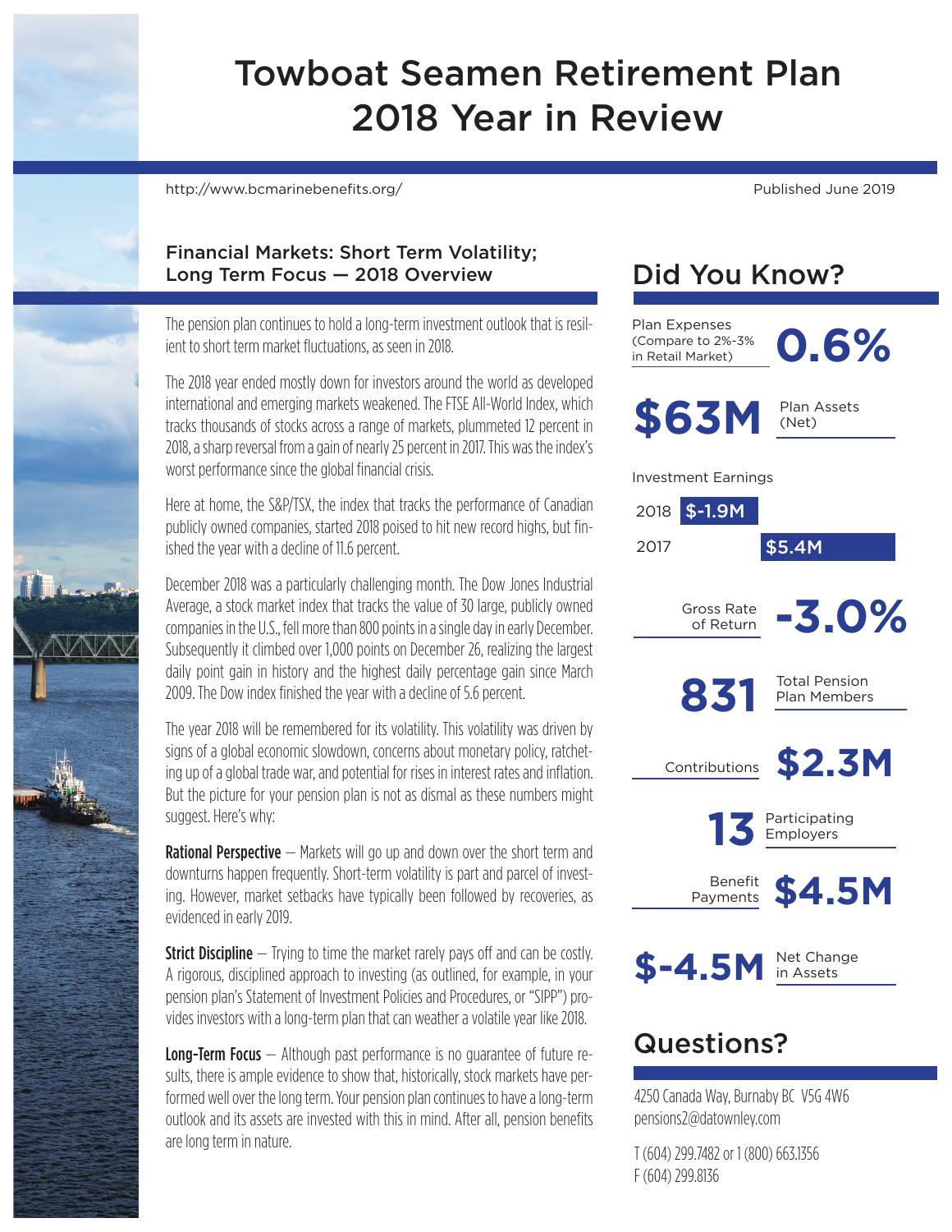# Towboat Seamen Retirement Plan 2018 Year in Review

http://www.bcmarinebenefits.org/

Published June 2019

## Financial Markets: Short Term Volatility; Long Term Focus — 2018 Overview

The pension plan continues to hold a long-term investment outlook that is resilient to short term market fluctuations, as seen in 2018.

The 2018 year ended mostly down for investors around the world as developed international and emerging markets weakened. The FTSE All-World Index, which tracks thousands of stocks across a range of markets, plummeted 12 percent in 2018, a sharp reversal from a gain of nearly 25 percent in 2017. This was the index's worst performance since the global financial crisis.

Here at home, the S&P/TSX, the index that tracks the performance of Canadian publicly owned companies, started 2018 poised to hit new record highs, but finished the year with a decline of 11.6 percent.

December 2018 was a particularly challenging month. The Dow Jones Industrial Average, a stock market index that tracks the value of 30 large, publicly owned companies in the U.S., fell more than 800 points in a single day in early December. Subsequently it climbed over 1,000 points on December 26, realizing the largest daily point gain in history and the highest daily percentage gain since March 2009. The Dow index finished the year with a decline of 5.6 percent.

The year 2018 will be remembered for its volatility. This volatility was driven by signs of a global economic slowdown, concerns about monetary policy, ratcheting up of a global trade war, and potential for rises in interest rates and inflation. But the picture for your pension plan is not as dismal as these numbers might suggest. Here's why:

**Rational Perspective** — Markets will go up and down over the short term and downturns happen frequently. Short-term volatility is part and parcel of investing. However, market setbacks have typically been followed by recoveries, as evidenced in early 2019.

**Strict Discipline** — Trying to time the market rarely pays off and can be costly. A rigorous, disciplined approach to investing (as outlined, for example, in your pension plan's Statement of Investment Policies and Procedures, or "SIPP") provides investors with a long-term plan that can weather a volatile year like 2018.

**Long-Term Focus** — Although past performance is no guarantee of future results, there is ample evidence to show that, historically, stock markets have performed well over the long term. Your pension plan continues to have a long-term outlook and its assets are invested with this in mind. After all, pension benefits are long term in nature.

## Did You Know?

- **Plan Expenses** (Compare to 2%-3% in Retail Market): **0.6%**
- **Plan Assets (Net)**: **$63M**
- **Investment Earnings**
  - 2018: **$-1.9M**
  - 2017: **$5.4M**
- **Gross Rate of Return**: **-3.0%**
- **Total Pension Plan Members**: **831**
- **Contributions**: **$2.3M**
- **Participating Employers**: **13**
- **Benefit Payments**: **$4.5M**
- **Net Change in Assets**: **$-4.5M**

## Questions?

4250 Canada Way, Burnaby BC V5G 4W6
pensions2@datownley.com

T (604) 299.7482 or 1 (800) 663.1356
F (604) 299.8136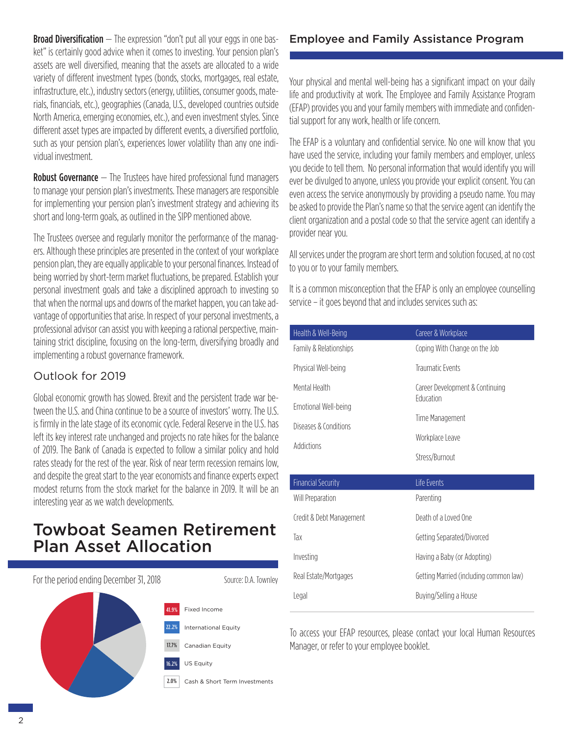**Broad Diversification** — The expression "don't put all your eggs in one basket" is certainly good advice when it comes to investing. Your pension plan's assets are well diversified, meaning that the assets are allocated to a wide variety of different investment types (bonds, stocks, mortgages, real estate, infrastructure, etc.), industry sectors (energy, utilities, consumer goods, materials, financials, etc.), geographies (Canada, U.S., developed countries outside North America, emerging economies, etc.), and even investment styles. Since different asset types are impacted by different events, a diversified portfolio, such as your pension plan's, experiences lower volatility than any one individual investment.

**Robust Governance** — The Trustees have hired professional fund managers to manage your pension plan's investments. These managers are responsible for implementing your pension plan's investment strategy and achieving its short and long-term goals, as outlined in the SIPP mentioned above.

The Trustees oversee and regularly monitor the performance of the managers. Although these principles are presented in the context of your workplace pension plan, they are equally applicable to your personal finances. Instead of being worried by short-term market fluctuations, be prepared. Establish your personal investment goals and take a disciplined approach to investing so that when the normal ups and downs of the market happen, you can take advantage of opportunities that arise. In respect of your personal investments, a professional advisor can assist you with keeping a rational perspective, maintaining strict discipline, focusing on the long-term, diversifying broadly and implementing a robust governance framework.

## Outlook for 2019

Global economic growth has slowed. Brexit and the persistent trade war between the U.S. and China continue to be a source of investors' worry. The U.S. is firmly in the late stage of its economic cycle. Federal Reserve in the U.S. has left its key interest rate unchanged and projects no rate hikes for the balance of 2019. The Bank of Canada is expected to follow a similar policy and hold rates steady for the rest of the year. Risk of near term recession remains low, and despite the great start to the year economists and finance experts expect modest returns from the stock market for the balance in 2019. It will be an interesting year as we watch developments.

# Towboat Seamen Retirement Plan Asset Allocation

For the period ending December 31, 2018

Source: D.A. Townley

| Allocation | Asset Class |
|---|---|
| 41.9% | Fixed Income |
| 22.2% | International Equity |
| 17.7% | Canadian Equity |
| 16.2% | US Equity |
| 2.0% | Cash & Short Term Investments |

## Employee and Family Assistance Program

Your physical and mental well-being has a significant impact on your daily life and productivity at work. The Employee and Family Assistance Program (EFAP) provides you and your family members with immediate and confidential support for any work, health or life concern.

The EFAP is a voluntary and confidential service. No one will know that you have used the service, including your family members and employer, unless you decide to tell them. No personal information that would identify you will ever be divulged to anyone, unless you provide your explicit consent. You can even access the service anonymously by providing a pseudo name. You may be asked to provide the Plan's name so that the service agent can identify the client organization and a postal code so that the service agent can identify a provider near you.

All services under the program are short term and solution focused, at no cost to you or to your family members.

It is a common misconception that the EFAP is only an employee counselling service – it goes beyond that and includes services such as:

| Health & Well-Being | Career & Workplace |
|---|---|
| Family & Relationships | Coping With Change on the Job |
| Physical Well-being | Traumatic Events |
| Mental Health | Career Development & Continuing Education |
| Emotional Well-being | Time Management |
| Diseases & Conditions | Workplace Leave |
| Addictions | Stress/Burnout |

| Financial Security | Life Events |
|---|---|
| Will Preparation | Parenting |
| Credit & Debt Management | Death of a Loved One |
| Tax | Getting Separated/Divorced |
| Investing | Having a Baby (or Adopting) |
| Real Estate/Mortgages | Getting Married (including common law) |
| Legal | Buying/Selling a House |

To access your EFAP resources, please contact your local Human Resources Manager, or refer to your employee booklet.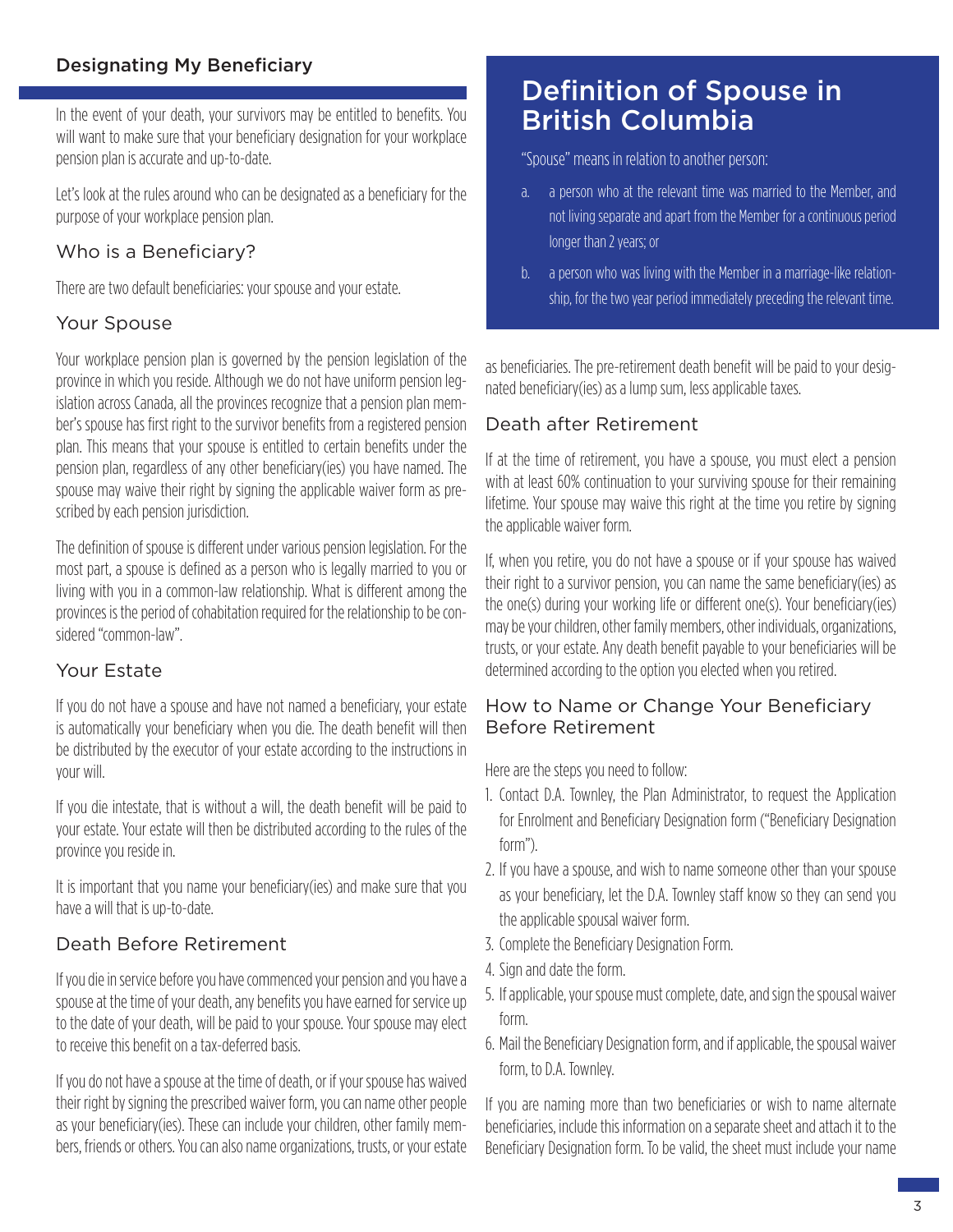## Designating My Beneficiary

In the event of your death, your survivors may be entitled to benefits. You will want to make sure that your beneficiary designation for your workplace pension plan is accurate and up-to-date.

Let's look at the rules around who can be designated as a beneficiary for the purpose of your workplace pension plan.

### Who is a Beneficiary?

There are two default beneficiaries: your spouse and your estate.

### Your Spouse

Your workplace pension plan is governed by the pension legislation of the province in which you reside. Although we do not have uniform pension legislation across Canada, all the provinces recognize that a pension plan member's spouse has first right to the survivor benefits from a registered pension plan. This means that your spouse is entitled to certain benefits under the pension plan, regardless of any other beneficiary(ies) you have named. The spouse may waive their right by signing the applicable waiver form as prescribed by each pension jurisdiction.

The definition of spouse is different under various pension legislation. For the most part, a spouse is defined as a person who is legally married to you or living with you in a common-law relationship. What is different among the provinces is the period of cohabitation required for the relationship to be considered "common-law".

### Your Estate

If you do not have a spouse and have not named a beneficiary, your estate is automatically your beneficiary when you die. The death benefit will then be distributed by the executor of your estate according to the instructions in your will.

If you die intestate, that is without a will, the death benefit will be paid to your estate. Your estate will then be distributed according to the rules of the province you reside in.

It is important that you name your beneficiary(ies) and make sure that you have a will that is up-to-date.

### Death Before Retirement

If you die in service before you have commenced your pension and you have a spouse at the time of your death, any benefits you have earned for service up to the date of your death, will be paid to your spouse. Your spouse may elect to receive this benefit on a tax-deferred basis.

If you do not have a spouse at the time of death, or if your spouse has waived their right by signing the prescribed waiver form, you can name other people as your beneficiary(ies). These can include your children, other family members, friends or others. You can also name organizations, trusts, or your estate as beneficiaries. The pre-retirement death benefit will be paid to your designated beneficiary(ies) as a lump sum, less applicable taxes.

## Definition of Spouse in British Columbia

"Spouse" means in relation to another person:

a. a person who at the relevant time was married to the Member, and not living separate and apart from the Member for a continuous period longer than 2 years; or

b. a person who was living with the Member in a marriage-like relationship, for the two year period immediately preceding the relevant time.

### Death after Retirement

If at the time of retirement, you have a spouse, you must elect a pension with at least 60% continuation to your surviving spouse for their remaining lifetime. Your spouse may waive this right at the time you retire by signing the applicable waiver form.

If, when you retire, you do not have a spouse or if your spouse has waived their right to a survivor pension, you can name the same beneficiary(ies) as the one(s) during your working life or different one(s). Your beneficiary(ies) may be your children, other family members, other individuals, organizations, trusts, or your estate. Any death benefit payable to your beneficiaries will be determined according to the option you elected when you retired.

### How to Name or Change Your Beneficiary Before Retirement

Here are the steps you need to follow:

1. Contact D.A. Townley, the Plan Administrator, to request the Application for Enrolment and Beneficiary Designation form ("Beneficiary Designation form").
2. If you have a spouse, and wish to name someone other than your spouse as your beneficiary, let the D.A. Townley staff know so they can send you the applicable spousal waiver form.
3. Complete the Beneficiary Designation Form.
4. Sign and date the form.
5. If applicable, your spouse must complete, date, and sign the spousal waiver form.
6. Mail the Beneficiary Designation form, and if applicable, the spousal waiver form, to D.A. Townley.

If you are naming more than two beneficiaries or wish to name alternate beneficiaries, include this information on a separate sheet and attach it to the Beneficiary Designation form. To be valid, the sheet must include your name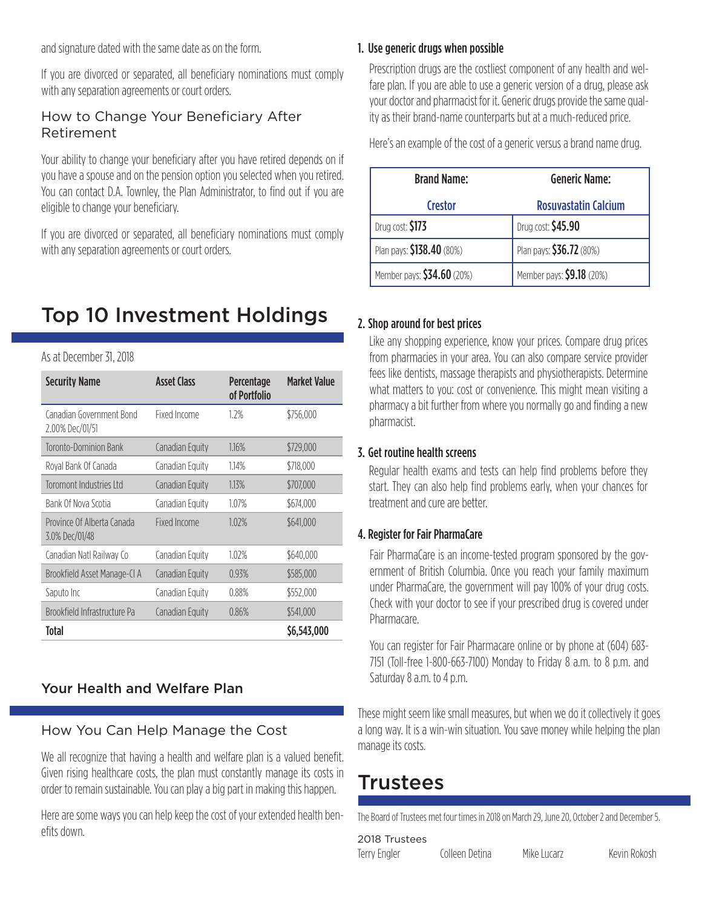and signature dated with the same date as on the form.

If you are divorced or separated, all beneficiary nominations must comply with any separation agreements or court orders.

### How to Change Your Beneficiary After Retirement

Your ability to change your beneficiary after you have retired depends on if you have a spouse and on the pension option you selected when you retired. You can contact D.A. Townley, the Plan Administrator, to find out if you are eligible to change your beneficiary.

If you are divorced or separated, all beneficiary nominations must comply with any separation agreements or court orders.

## Top 10 Investment Holdings

As at December 31, 2018

| Security Name | Asset Class | Percentage of Portfolio | Market Value |
|---|---|---|---|
| Canadian Government Bond 2.00% Dec/01/51 | Fixed Income | 1.2% | $756,000 |
| Toronto-Dominion Bank | Canadian Equity | 1.16% | $729,000 |
| Royal Bank Of Canada | Canadian Equity | 1.14% | $718,000 |
| Toromont Industries Ltd | Canadian Equity | 1.13% | $707,000 |
| Bank Of Nova Scotia | Canadian Equity | 1.07% | $674,000 |
| Province Of Alberta Canada 3.0% Dec/01/48 | Fixed Income | 1.02% | $641,000 |
| Canadian Natl Railway Co | Canadian Equity | 1.02% | $640,000 |
| Brookfield Asset Manage-Cl A | Canadian Equity | 0.93% | $585,000 |
| Saputo Inc | Canadian Equity | 0.88% | $552,000 |
| Brookfield Infrastructure Pa | Canadian Equity | 0.86% | $541,000 |
| **Total** | | | **$6,543,000** |

## Your Health and Welfare Plan

### How You Can Help Manage the Cost

We all recognize that having a health and welfare plan is a valued benefit. Given rising healthcare costs, the plan must constantly manage its costs in order to remain sustainable. You can play a big part in making this happen.

Here are some ways you can help keep the cost of your extended health benefits down.

**1. Use generic drugs when possible**

Prescription drugs are the costliest component of any health and welfare plan. If you are able to use a generic version of a drug, please ask your doctor and pharmacist for it. Generic drugs provide the same quality as their brand-name counterparts but at a much-reduced price.

Here's an example of the cost of a generic versus a brand name drug.

| Brand Name: Crestor | Generic Name: Rosuvastatin Calcium |
|---|---|
| Drug cost: **$173** | Drug cost: **$45.90** |
| Plan pays: **$138.40** (80%) | Plan pays: **$36.72** (80%) |
| Member pays: **$34.60** (20%) | Member pays: **$9.18** (20%) |

**2. Shop around for best prices**

Like any shopping experience, know your prices. Compare drug prices from pharmacies in your area. You can also compare service provider fees like dentists, massage therapists and physiotherapists. Determine what matters to you: cost or convenience. This might mean visiting a pharmacy a bit further from where you normally go and finding a new pharmacist.

**3. Get routine health screens**

Regular health exams and tests can help find problems before they start. They can also help find problems early, when your chances for treatment and cure are better.

**4. Register for Fair PharmaCare**

Fair PharmaCare is an income-tested program sponsored by the government of British Columbia. Once you reach your family maximum under PharmaCare, the government will pay 100% of your drug costs. Check with your doctor to see if your prescribed drug is covered under Pharmacare.

You can register for Fair Pharmacare online or by phone at (604) 683-7151 (Toll-free 1-800-663-7100) Monday to Friday 8 a.m. to 8 p.m. and Saturday 8 a.m. to 4 p.m.

These might seem like small measures, but when we do it collectively it goes a long way. It is a win-win situation. You save money while helping the plan manage its costs.

## Trustees

The Board of Trustees met four times in 2018 on March 29, June 20, October 2 and December 5.

2018 Trustees

Terry Engler
Colleen Detina
Mike Lucarz
Kevin Rokosh